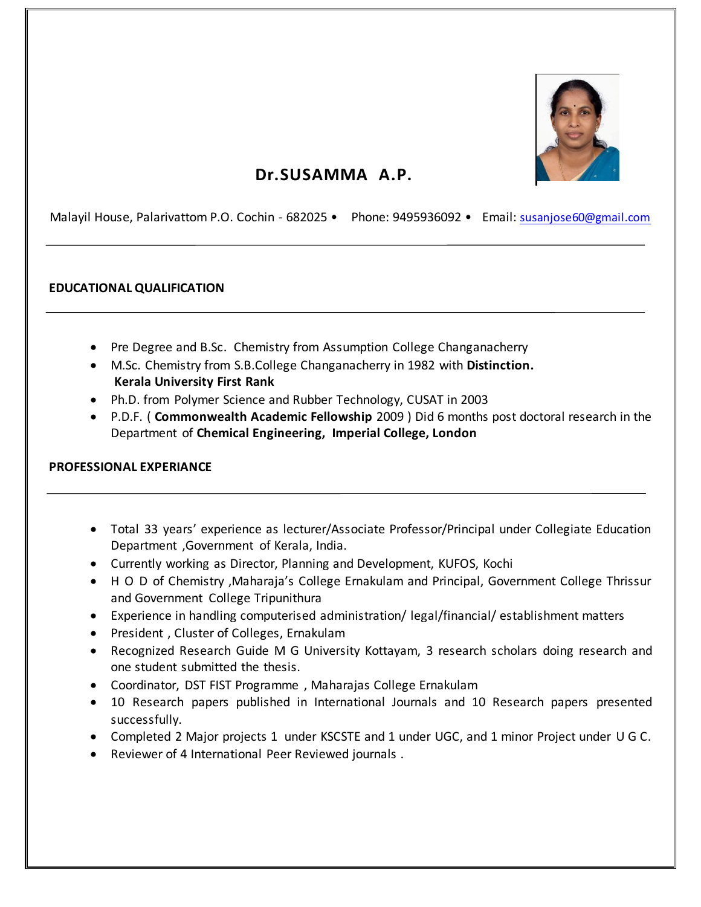# Dr.SUSAMMA A.P.

Malayil House, Palarivattom P.O. Cochin - 682025 • Phone: 9495936092 • Email: susanjose60@gmail.com

## EDUCATIONAL QUALIFICATION

- Pre Degree and B.Sc. Chemistry from Assumption College Changanacherry
- M.Sc. Chemistry from S.B.College Changanacherry in 1982 with **Distinction.** **Kerala University First Rank**
- Ph.D. from Polymer Science and Rubber Technology, CUSAT in 2003
- P.D.F. ( **Commonwealth Academic Fellowship** 2009 ) Did 6 months post doctoral research in the Department of **Chemical Engineering, Imperial College, London**

## PROFESSIONAL EXPERIANCE

- Total 33 years' experience as lecturer/Associate Professor/Principal under Collegiate Education Department ,Government of Kerala, India.
- Currently working as Director, Planning and Development, KUFOS, Kochi
- H O D of Chemistry ,Maharaja's College Ernakulam and Principal, Government College Thrissur and Government College Tripunithura
- Experience in handling computerised administration/ legal/financial/ establishment matters
- President , Cluster of Colleges, Ernakulam
- Recognized Research Guide M G University Kottayam, 3 research scholars doing research and one student submitted the thesis.
- Coordinator, DST FIST Programme , Maharajas College Ernakulam
- 10 Research papers published in International Journals and 10 Research papers presented successfully.
- Completed 2 Major projects 1 under KSCSTE and 1 under UGC, and 1 minor Project under U G C.
- Reviewer of 4 International Peer Reviewed journals .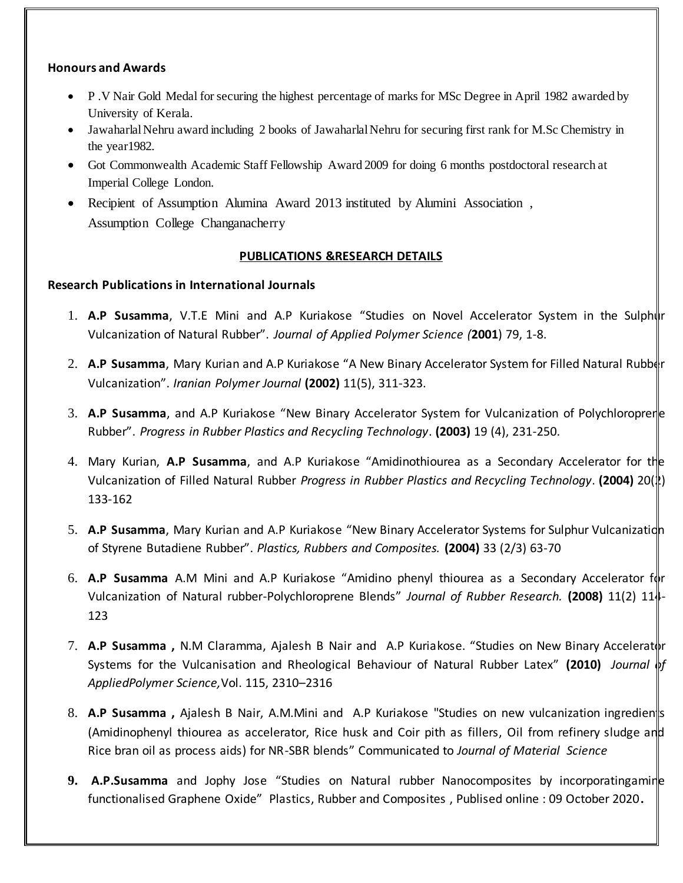**Honours and Awards**

- P .V Nair Gold Medal for securing the highest percentage of marks for MSc Degree in April 1982 awarded by University of Kerala.
- Jawaharlal Nehru award including 2 books of Jawaharlal Nehru for securing first rank for M.Sc Chemistry in the year1982.
- Got Commonwealth Academic Staff Fellowship Award 2009 for doing 6 months postdoctoral research at Imperial College London.
- Recipient of Assumption Alumina Award 2013 instituted by Alumini Association , Assumption College Changanacherry

**PUBLICATIONS &RESEARCH DETAILS**

**Research Publications in International Journals**

1. **A.P Susamma**, V.T.E Mini and A.P Kuriakose "Studies on Novel Accelerator System in the Sulphur Vulcanization of Natural Rubber". *Journal of Applied Polymer Science (***2001**) 79, 1-8.
2. **A.P Susamma**, Mary Kurian and A.P Kuriakose "A New Binary Accelerator System for Filled Natural Rubber Vulcanization". *Iranian Polymer Journal* **(2002)** 11(5), 311-323.
3. **A.P Susamma**, and A.P Kuriakose "New Binary Accelerator System for Vulcanization of Polychloroprene Rubber". *Progress in Rubber Plastics and Recycling Technology*. **(2003)** 19 (4), 231-250.
4. Mary Kurian, **A.P Susamma**, and A.P Kuriakose "Amidinothiourea as a Secondary Accelerator for the Vulcanization of Filled Natural Rubber *Progress in Rubber Plastics and Recycling Technology*. **(2004)** 20(2) 133-162
5. **A.P Susamma**, Mary Kurian and A.P Kuriakose "New Binary Accelerator Systems for Sulphur Vulcanization of Styrene Butadiene Rubber". *Plastics, Rubbers and Composites.* **(2004)** 33 (2/3) 63-70
6. **A.P Susamma** A.M Mini and A.P Kuriakose "Amidino phenyl thiourea as a Secondary Accelerator for Vulcanization of Natural rubber-Polychloroprene Blends" *Journal of Rubber Research.* **(2008)** 11(2) 114-123
7. **A.P Susamma ,** N.M Claramma, Ajalesh B Nair and A.P Kuriakose. "Studies on New Binary Accelerator Systems for the Vulcanisation and Rheological Behaviour of Natural Rubber Latex" **(2010)** *Journal of AppliedPolymer Science,* Vol. 115, 2310–2316
8. **A.P Susamma ,** Ajalesh B Nair, A.M.Mini and A.P Kuriakose "Studies on new vulcanization ingredients (Amidinophenyl thiourea as accelerator, Rice husk and Coir pith as fillers, Oil from refinery sludge and Rice bran oil as process aids) for NR-SBR blends" Communicated to *Journal of Material Science*
9. **A.P.Susamma** and Jophy Jose "Studies on Natural rubber Nanocomposites by incorporatingamine functionalised Graphene Oxide" Plastics, Rubber and Composites , Publised online : 09 October 2020**.**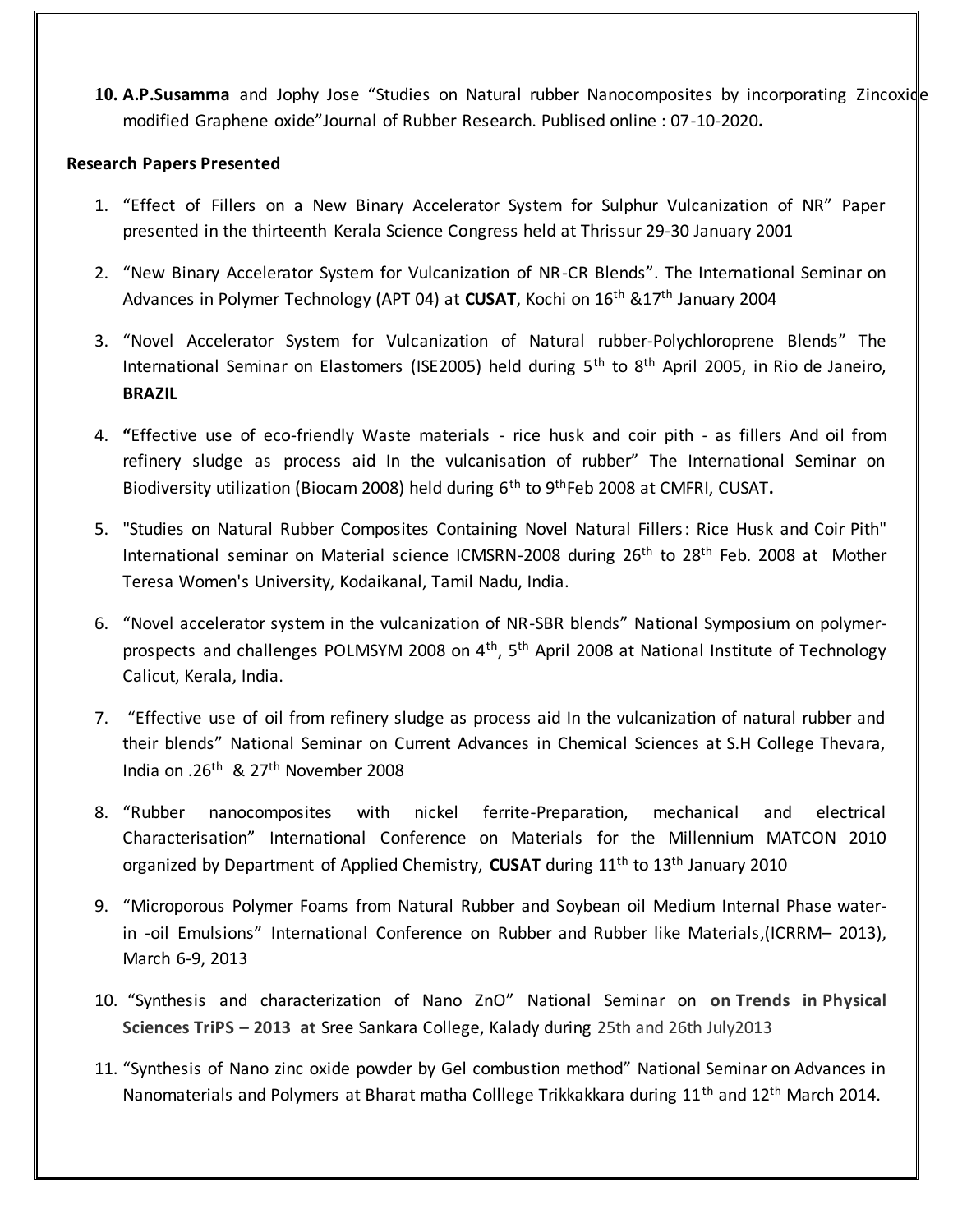10. **A.P.Susamma** and Jophy Jose "Studies on Natural rubber Nanocomposites by incorporating Zincoxide modified Graphene oxide"Journal of Rubber Research. Publised online : 07-10-2020**.**

**Research Papers Presented**

1. "Effect of Fillers on a New Binary Accelerator System for Sulphur Vulcanization of NR" Paper presented in the thirteenth Kerala Science Congress held at Thrissur 29-30 January 2001

2. "New Binary Accelerator System for Vulcanization of NR-CR Blends". The International Seminar on Advances in Polymer Technology (APT 04) at **CUSAT**, Kochi on 16th &17th January 2004

3. "Novel Accelerator System for Vulcanization of Natural rubber-Polychloroprene Blends" The International Seminar on Elastomers (ISE2005) held during 5th to 8th April 2005, in Rio de Janeiro, **BRAZIL**

4. **"**Effective use of eco-friendly Waste materials - rice husk and coir pith - as fillers And oil from refinery sludge as process aid In the vulcanisation of rubber" The International Seminar on Biodiversity utilization (Biocam 2008) held during 6th to 9thFeb 2008 at CMFRI, CUSAT**.**

5. "Studies on Natural Rubber Composites Containing Novel Natural Fillers: Rice Husk and Coir Pith" International seminar on Material science ICMSRN-2008 during 26th to 28th Feb. 2008 at Mother Teresa Women's University, Kodaikanal, Tamil Nadu, India.

6. "Novel accelerator system in the vulcanization of NR-SBR blends" National Symposium on polymer-prospects and challenges POLMSYM 2008 on 4th, 5th April 2008 at National Institute of Technology Calicut, Kerala, India.

7. "Effective use of oil from refinery sludge as process aid In the vulcanization of natural rubber and their blends" National Seminar on Current Advances in Chemical Sciences at S.H College Thevara, India on .26th & 27th November 2008

8. "Rubber nanocomposites with nickel ferrite-Preparation, mechanical and electrical Characterisation" International Conference on Materials for the Millennium MATCON 2010 organized by Department of Applied Chemistry, **CUSAT** during 11th to 13th January 2010

9. "Microporous Polymer Foams from Natural Rubber and Soybean oil Medium Internal Phase water-in -oil Emulsions" International Conference on Rubber and Rubber like Materials,(ICRRM– 2013), March 6-9, 2013

10. "Synthesis and characterization of Nano ZnO" National Seminar on **on Trends in Physical Sciences TriPS – 2013 at** Sree Sankara College, Kalady during 25th and 26th July2013

11. "Synthesis of Nano zinc oxide powder by Gel combustion method" National Seminar on Advances in Nanomaterials and Polymers at Bharat matha Colllege Trikkakkara during 11th and 12th March 2014.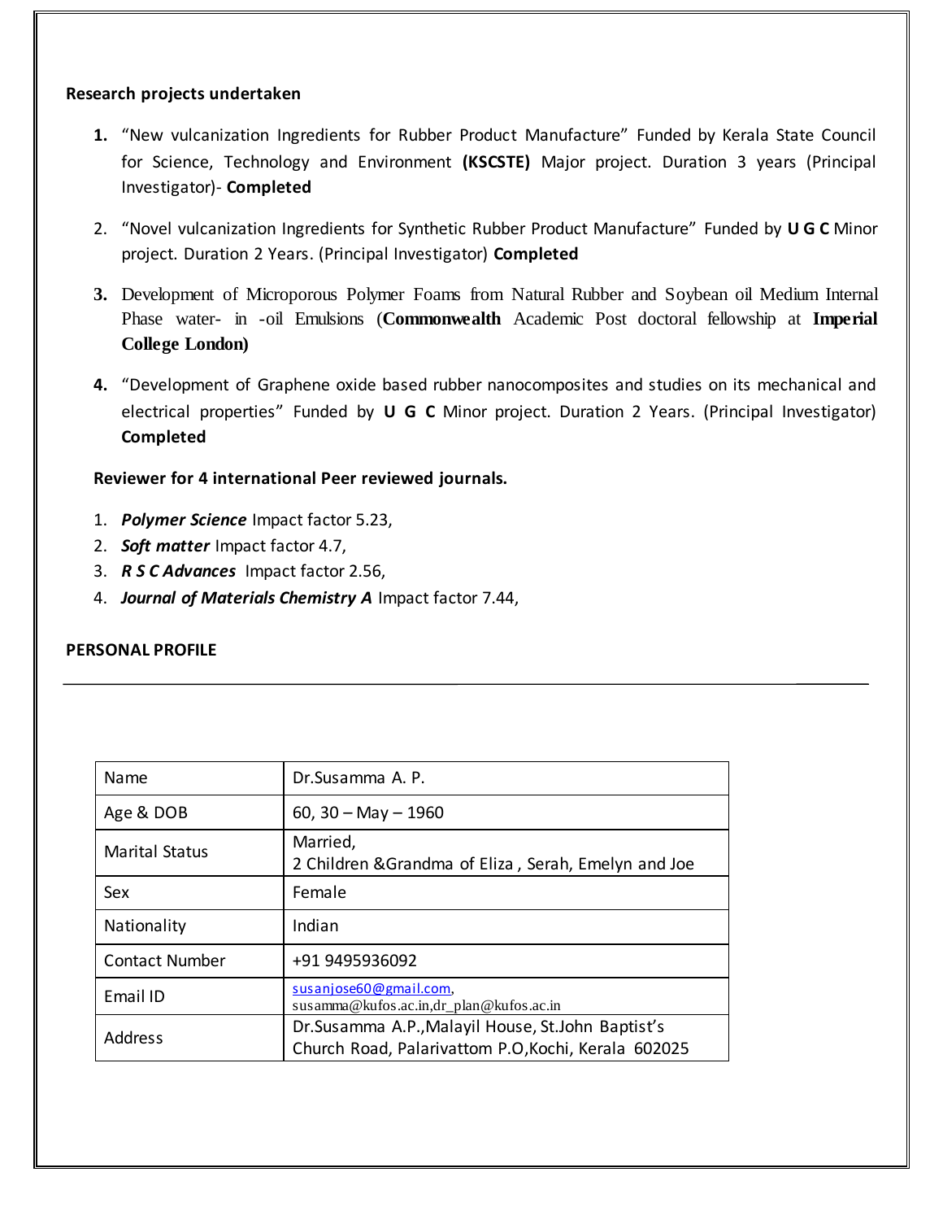**Research projects undertaken**

1. "New vulcanization Ingredients for Rubber Product Manufacture" Funded by Kerala State Council for Science, Technology and Environment **(KSCSTE)** Major project. Duration 3 years (Principal Investigator)- **Completed**
2. "Novel vulcanization Ingredients for Synthetic Rubber Product Manufacture" Funded by **U G C** Minor project. Duration 2 Years. (Principal Investigator) **Completed**
3. Development of Microporous Polymer Foams from Natural Rubber and Soybean oil Medium Internal Phase water- in -oil Emulsions (**Commonwealth** Academic Post doctoral fellowship at **Imperial College London)**
4. "Development of Graphene oxide based rubber nanocomposites and studies on its mechanical and electrical properties" Funded by **U G C** Minor project. Duration 2 Years. (Principal Investigator) **Completed**

**Reviewer for 4 international Peer reviewed journals.**

1. ***Polymer Science*** Impact factor 5.23,
2. ***Soft matter*** Impact factor 4.7,
3. ***R S C Advances*** Impact factor 2.56,
4. ***Journal of Materials Chemistry A*** Impact factor 7.44,

**PERSONAL PROFILE**

| Name | Dr.Susamma A. P. |
|---|---|
| Age & DOB | 60, 30 – May – 1960 |
| Marital Status | Married,<br>2 Children &Grandma of Eliza , Serah, Emelyn and Joe |
| Sex | Female |
| Nationality | Indian |
| Contact Number | +91 9495936092 |
| Email ID | susanjose60@gmail.com,<br>susamma@kufos.ac.in,dr_plan@kufos.ac.in |
| Address | Dr.Susamma A.P.,Malayil House, St.John Baptist's Church Road, Palarivattom P.O,Kochi, Kerala 602025 |